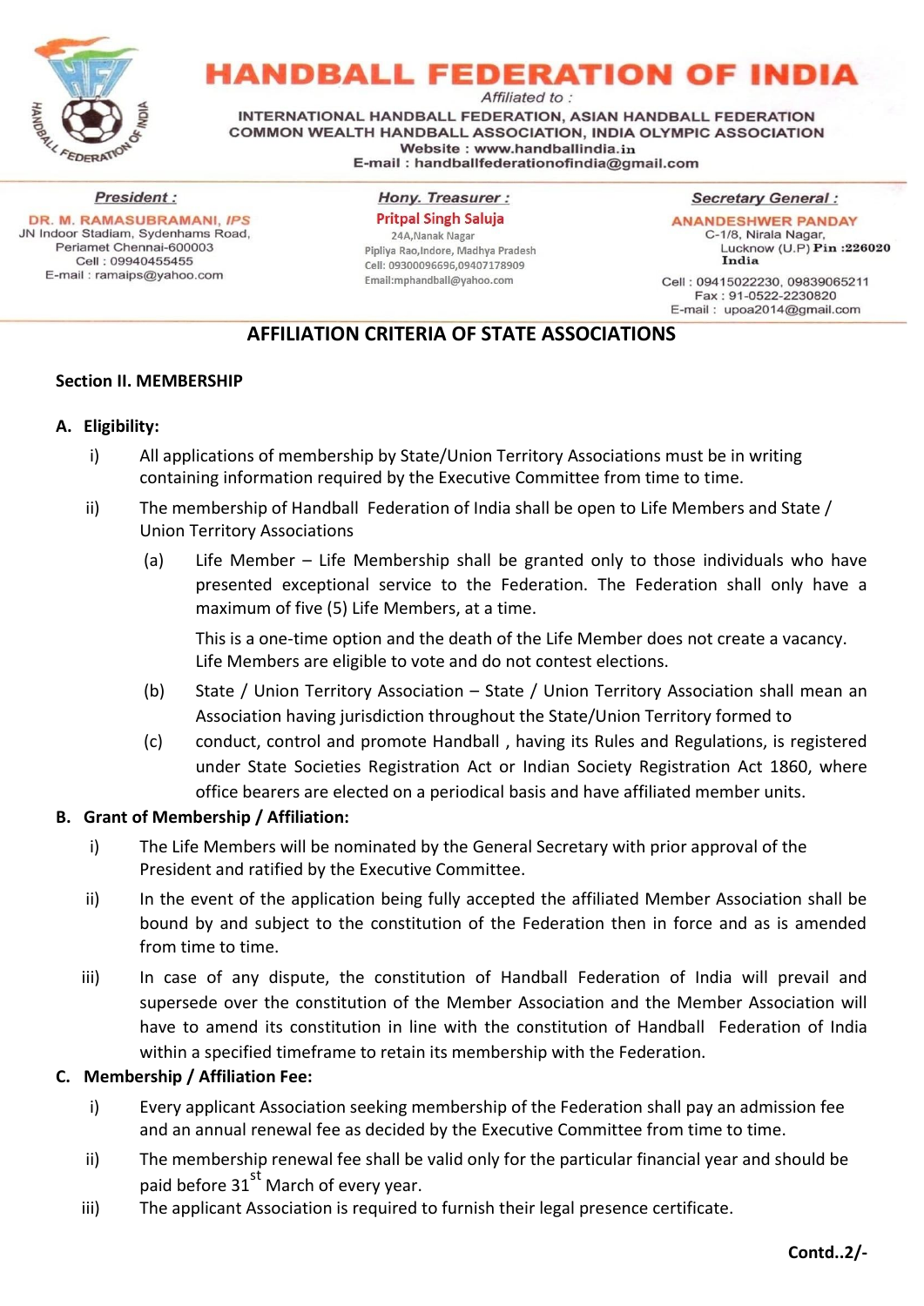# HANDBALL FEDERATION OF INDIA

*Affiliated to :*

INTERNATIONAL HANDBALL FEDERATION, ASIAN HANDBALL FEDERATION
COMMON WEALTH HANDBALL ASSOCIATION, INDIA OLYMPIC ASSOCIATION
Website : www.handballindia.in
E-mail : handballfederationofindia@gmail.com

**President :**
DR. M. RAMASUBRAMANI, *IPS*
JN Indoor Stadiam, Sydenhams Road,
Periamet Chennai-600003
Cell : 09940455455
E-mail : ramaips@yahoo.com

**Hony. Treasurer :**
Pritpal Singh Saluja
24A,Nanak Nagar
Pipliya Rao,Indore, Madhya Pradesh
Cell: 09300096696,09407178909
Email:mphandball@yahoo.com

**Secretary General :**
ANANDESHWER PANDAY
C-1/8, Nirala Nagar,
Lucknow (U.P) Pin :226020
India
Cell : 09415022230, 09839065211
Fax : 91-0522-2230820
E-mail : upoa2014@gmail.com

## AFFILIATION CRITERIA OF STATE ASSOCIATIONS

### Section II. MEMBERSHIP

**A. Eligibility:**

i) All applications of membership by State/Union Territory Associations must be in writing containing information required by the Executive Committee from time to time.

ii) The membership of Handball Federation of India shall be open to Life Members and State / Union Territory Associations

(a) Life Member – Life Membership shall be granted only to those individuals who have presented exceptional service to the Federation. The Federation shall only have a maximum of five (5) Life Members, at a time.

This is a one-time option and the death of the Life Member does not create a vacancy. Life Members are eligible to vote and do not contest elections.

(b) State / Union Territory Association – State / Union Territory Association shall mean an Association having jurisdiction throughout the State/Union Territory formed to

(c) conduct, control and promote Handball , having its Rules and Regulations, is registered under State Societies Registration Act or Indian Society Registration Act 1860, where office bearers are elected on a periodical basis and have affiliated member units.

**B. Grant of Membership / Affiliation:**

i) The Life Members will be nominated by the General Secretary with prior approval of the President and ratified by the Executive Committee.

ii) In the event of the application being fully accepted the affiliated Member Association shall be bound by and subject to the constitution of the Federation then in force and as is amended from time to time.

iii) In case of any dispute, the constitution of Handball Federation of India will prevail and supersede over the constitution of the Member Association and the Member Association will have to amend its constitution in line with the constitution of Handball Federation of India within a specified timeframe to retain its membership with the Federation.

**C. Membership / Affiliation Fee:**

i) Every applicant Association seeking membership of the Federation shall pay an admission fee and an annual renewal fee as decided by the Executive Committee from time to time.

ii) The membership renewal fee shall be valid only for the particular financial year and should be paid before 31st March of every year.

iii) The applicant Association is required to furnish their legal presence certificate.

**Contd..2/-**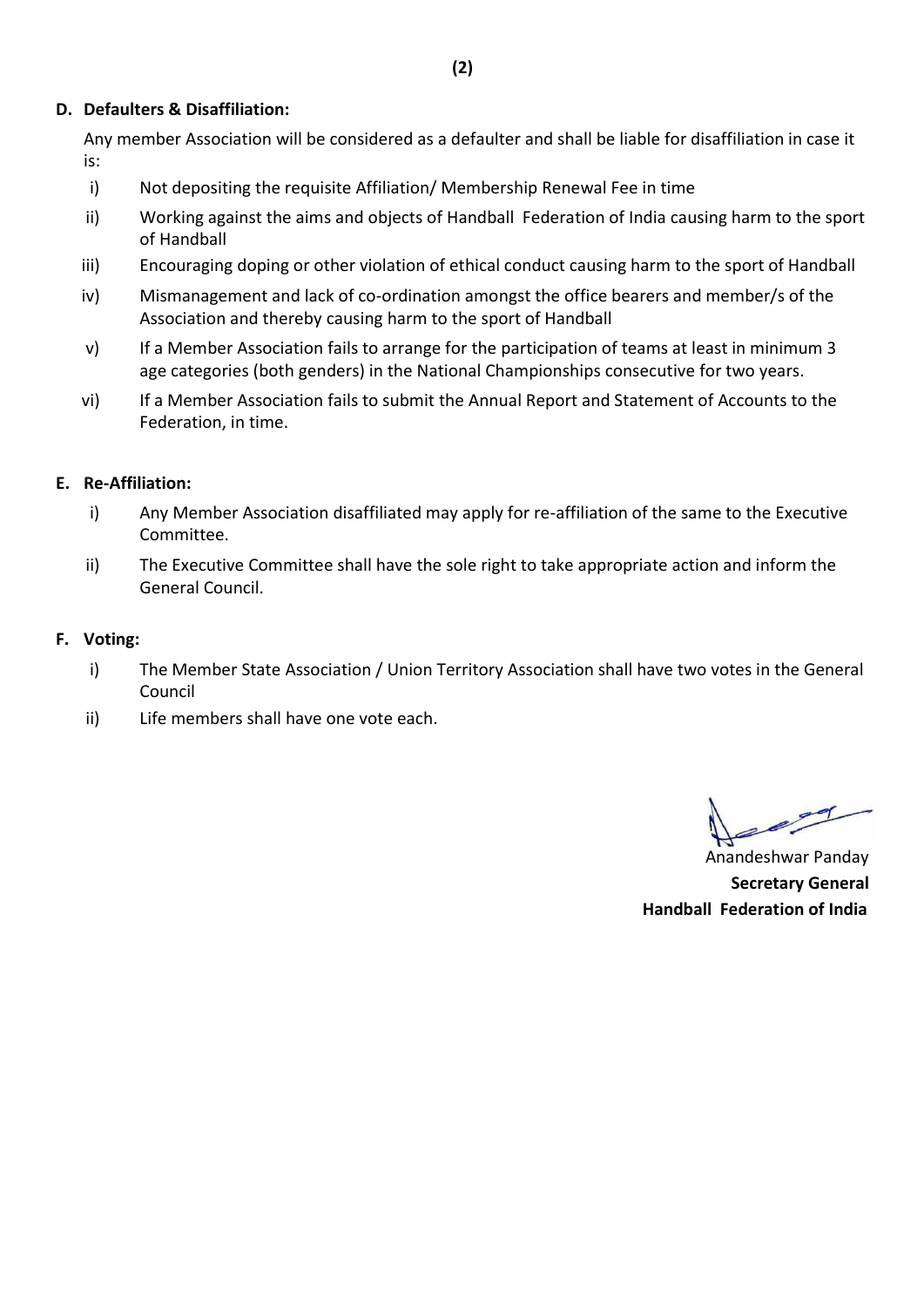**D. Defaulters & Disaffiliation:**

Any member Association will be considered as a defaulter and shall be liable for disaffiliation in case it is:

i) Not depositing the requisite Affiliation/ Membership Renewal Fee in time

ii) Working against the aims and objects of Handball Federation of India causing harm to the sport of Handball

iii) Encouraging doping or other violation of ethical conduct causing harm to the sport of Handball

iv) Mismanagement and lack of co-ordination amongst the office bearers and member/s of the Association and thereby causing harm to the sport of Handball

v) If a Member Association fails to arrange for the participation of teams at least in minimum 3 age categories (both genders) in the National Championships consecutive for two years.

vi) If a Member Association fails to submit the Annual Report and Statement of Accounts to the Federation, in time.

**E. Re-Affiliation:**

i) Any Member Association disaffiliated may apply for re-affiliation of the same to the Executive Committee.

ii) The Executive Committee shall have the sole right to take appropriate action and inform the General Council.

**F. Voting:**

i) The Member State Association / Union Territory Association shall have two votes in the General Council

ii) Life members shall have one vote each.

Anandeshwar Panday
**Secretary General**
**Handball Federation of India**